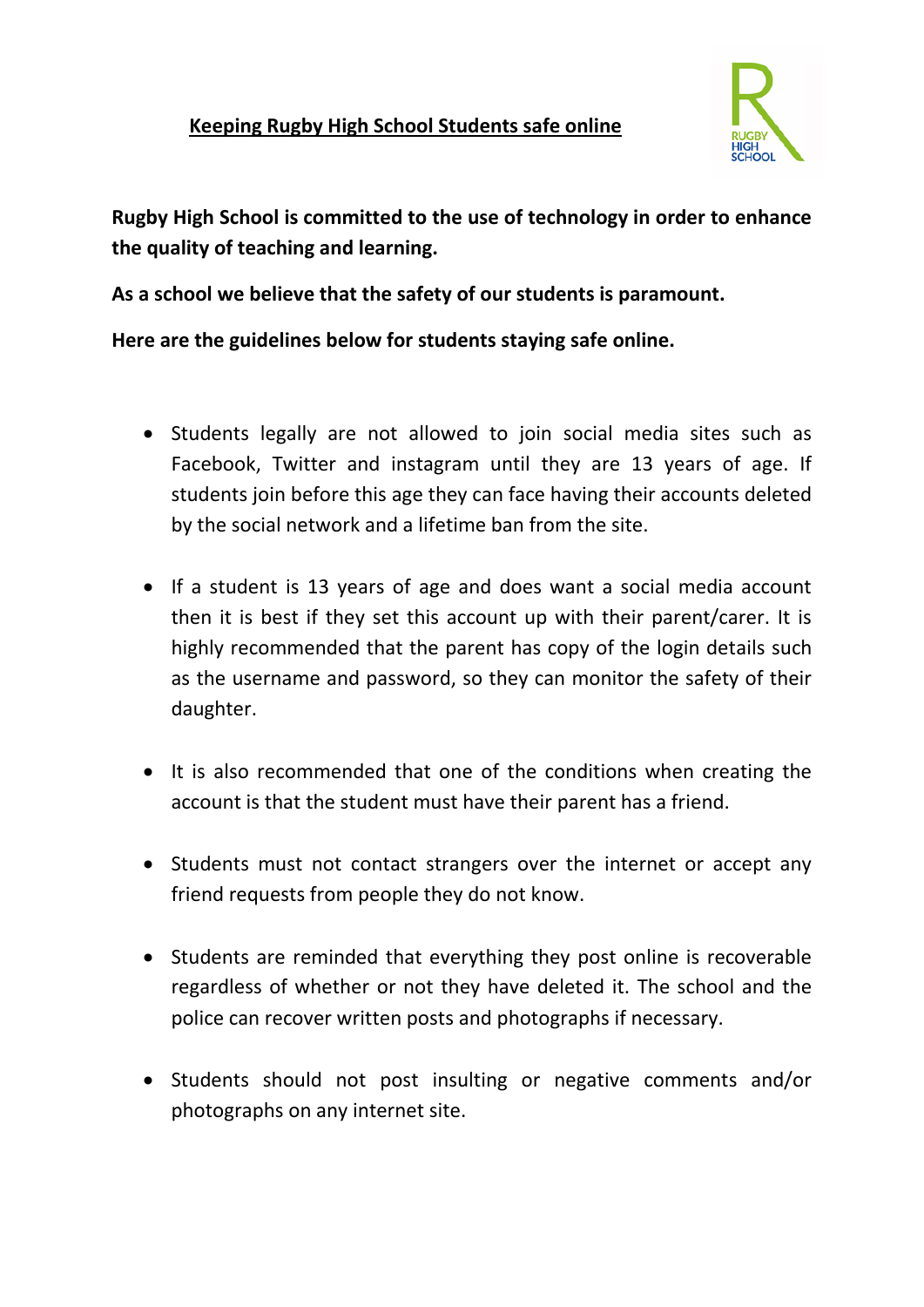# Keeping Rugby High School Students safe online

**Rugby High School is committed to the use of technology in order to enhance the quality of teaching and learning.**

**As a school we believe that the safety of our students is paramount.**

**Here are the guidelines below for students staying safe online.**

- Students legally are not allowed to join social media sites such as Facebook, Twitter and instagram until they are 13 years of age. If students join before this age they can face having their accounts deleted by the social network and a lifetime ban from the site.

- If a student is 13 years of age and does want a social media account then it is best if they set this account up with their parent/carer. It is highly recommended that the parent has copy of the login details such as the username and password, so they can monitor the safety of their daughter.

- It is also recommended that one of the conditions when creating the account is that the student must have their parent has a friend.

- Students must not contact strangers over the internet or accept any friend requests from people they do not know.

- Students are reminded that everything they post online is recoverable regardless of whether or not they have deleted it. The school and the police can recover written posts and photographs if necessary.

- Students should not post insulting or negative comments and/or photographs on any internet site.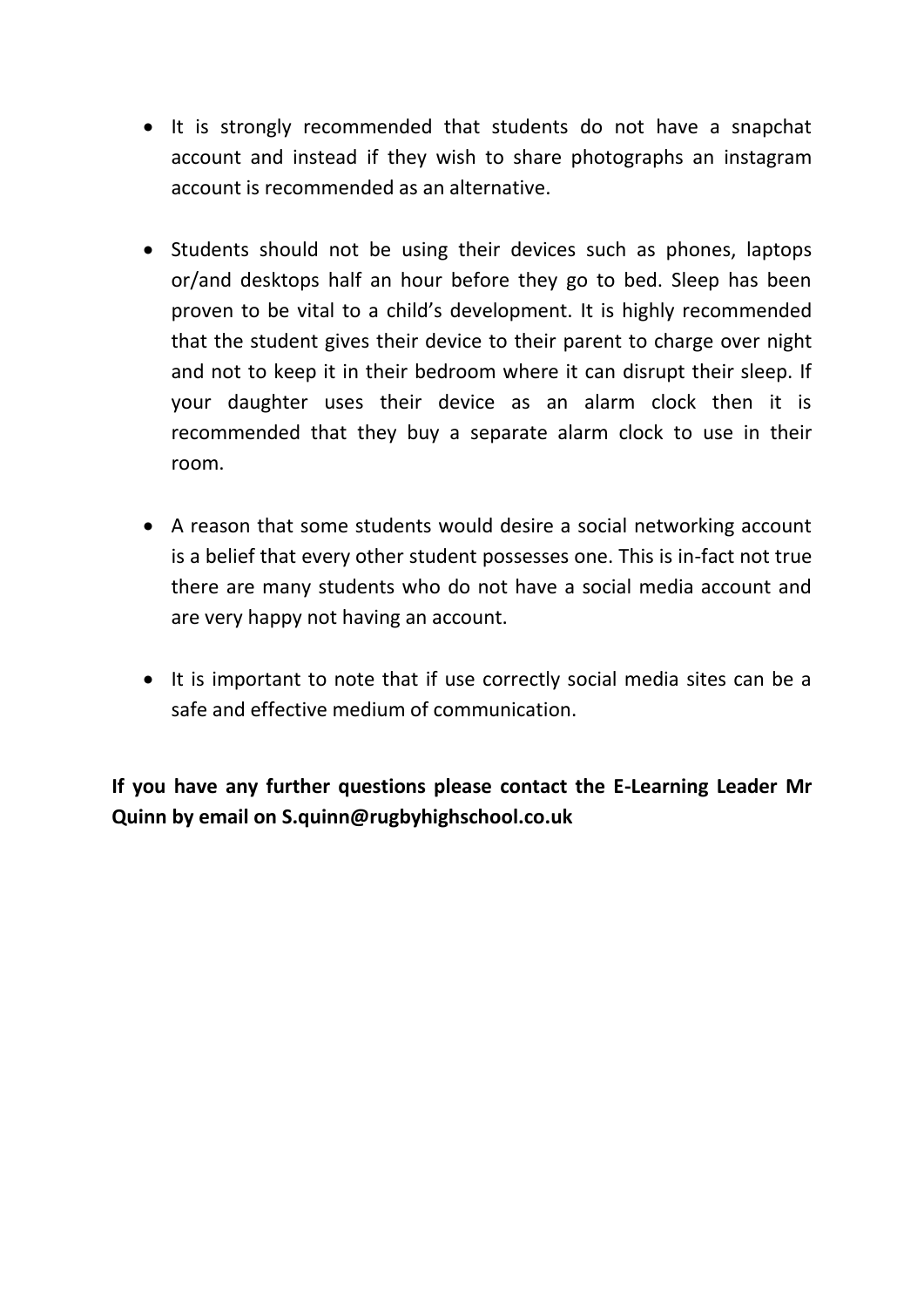- It is strongly recommended that students do not have a snapchat account and instead if they wish to share photographs an instagram account is recommended as an alternative.

- Students should not be using their devices such as phones, laptops or/and desktops half an hour before they go to bed. Sleep has been proven to be vital to a child's development. It is highly recommended that the student gives their device to their parent to charge over night and not to keep it in their bedroom where it can disrupt their sleep. If your daughter uses their device as an alarm clock then it is recommended that they buy a separate alarm clock to use in their room.

- A reason that some students would desire a social networking account is a belief that every other student possesses one. This is in-fact not true there are many students who do not have a social media account and are very happy not having an account.

- It is important to note that if use correctly social media sites can be a safe and effective medium of communication.

**If you have any further questions please contact the E-Learning Leader Mr Quinn by email on S.quinn@rugbyhighschool.co.uk**